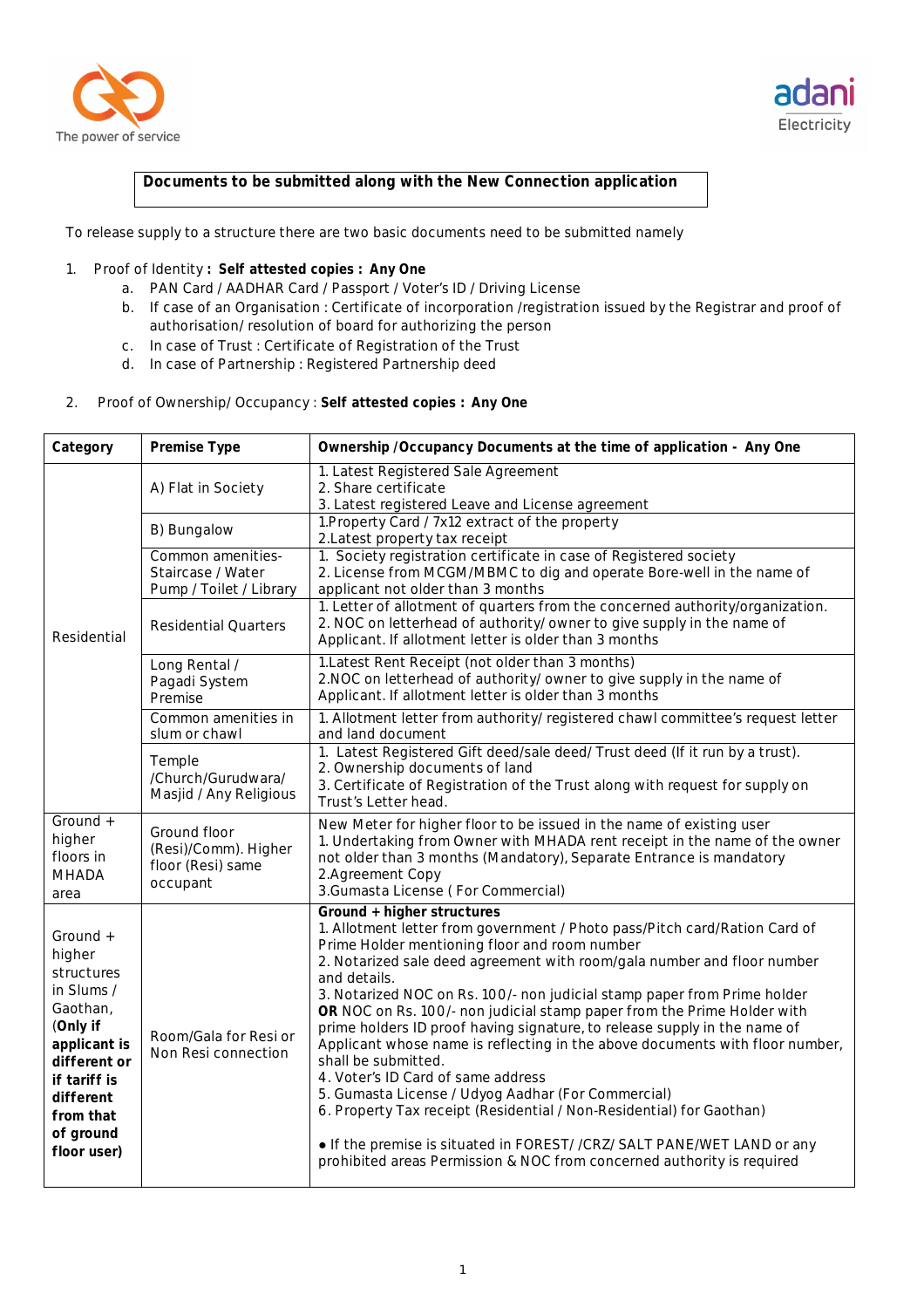# Documents to be submitted along with the New Connection application

To release supply to a structure there are two basic documents need to be submitted namely

1. Proof of Identity **: Self attested copies : Any One**
   a. PAN Card / AADHAR Card / Passport / Voter's ID / Driving License
   b. If case of an Organisation : Certificate of incorporation /registration issued by the Registrar and proof of authorisation/ resolution of board for authorizing the person
   c. In case of Trust : Certificate of Registration of the Trust
   d. In case of Partnership : Registered Partnership deed

2. Proof of Ownership/ Occupancy : **Self attested copies : Any One**

| Category | Premise Type | Ownership /Occupancy Documents at the time of application - Any One |
|---|---|---|
| Residential | A) Flat in Society | 1. Latest Registered Sale Agreement<br>2. Share certificate<br>3. Latest registered Leave and License agreement |
| | B) Bungalow | 1.Property Card / 7x12 extract of the property<br>2.Latest property tax receipt |
| | Common amenities- Staircase / Water Pump / Toilet / Library | 1. Society registration certificate in case of Registered society<br>2. License from MCGM/MBMC to dig and operate Bore-well in the name of applicant not older than 3 months |
| | Residential Quarters | 1. Letter of allotment of quarters from the concerned authority/organization.<br>2. NOC on letterhead of authority/ owner to give supply in the name of Applicant. If allotment letter is older than 3 months |
| | Long Rental / Pagadi System Premise | 1.Latest Rent Receipt (not older than 3 months)<br>2.NOC on letterhead of authority/ owner to give supply in the name of Applicant. If allotment letter is older than 3 months |
| | Common amenities in slum or chawl | 1. Allotment letter from authority/ registered chawl committee's request letter and land document |
| | Temple /Church/Gurudwara/ Masjid / Any Religious | 1. Latest Registered Gift deed/sale deed/ Trust deed (If it run by a trust).<br>2. Ownership documents of land<br>3. Certificate of Registration of the Trust along with request for supply on Trust's Letter head. |
| Ground + higher floors in MHADA area | Ground floor (Resi)/(Comm). Higher floor (Resi) same occupant | New Meter for higher floor to be issued in the name of existing user<br>1. Undertaking from Owner with MHADA rent receipt in the name of the owner not older than 3 months (Mandatory), Separate Entrance is mandatory<br>2.Agreement Copy<br>3.Gumasta License ( For Commercial) |
| Ground + higher structures in Slums / Gaothan, **(Only if applicant is different or if tariff is different from that of ground floor user)** | Room/Gala for Resi or Non Resi connection | **Ground + higher structures**<br>1. Allotment letter from government / Photo pass/Pitch card/Ration Card of Prime Holder mentioning floor and room number<br>2. Notarized sale deed agreement with room/gala number and floor number and details.<br>3. Notarized NOC on Rs. 100/- non judicial stamp paper from Prime holder **OR** NOC on Rs. 100/- non judicial stamp paper from the Prime Holder with prime holders ID proof having signature, to release supply in the name of Applicant whose name is reflecting in the above documents with floor number, shall be submitted.<br>4. Voter's ID Card of same address<br>5. Gumasta License / Udyog Aadhar (For Commercial)<br>6. Property Tax receipt (Residential / Non-Residential) for Gaothan)<br><br>● If the premise is situated in FOREST/ /CRZ/ SALT PANE/WET LAND or any prohibited areas Permission & NOC from concerned authority is required |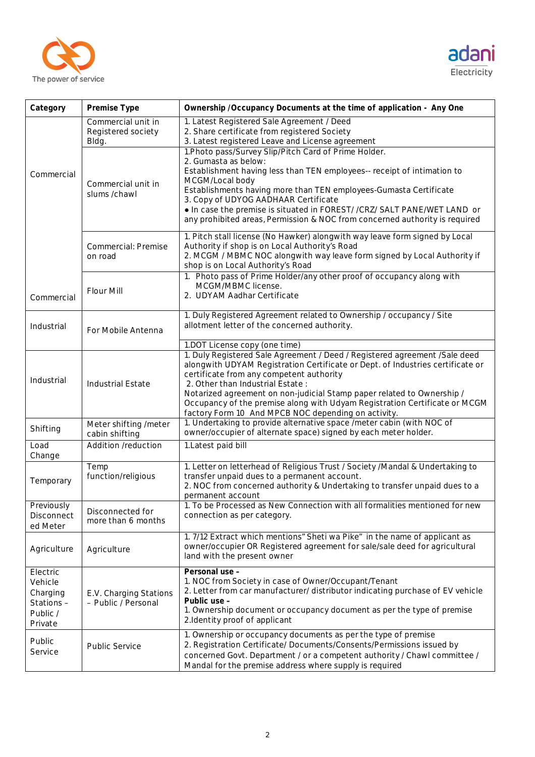| Category | Premise Type | Ownership /Occupancy Documents at the time of application - Any One |
|---|---|---|
| Commercial | Commercial unit in Registered society Bldg. | 1. Latest Registered Sale Agreement / Deed<br>2. Share certificate from registered Society<br>3. Latest registered Leave and License agreement |
| | Commercial unit in slums /chawl | 1.Photo pass/Survey Slip/Pitch Card of Prime Holder.<br>2. Gumasta as below:<br>Establishment having less than TEN employees-- receipt of intimation to MCGM/Local body<br>Establishments having more than TEN employees-Gumasta Certificate<br>3. Copy of UDYOG AADHAAR Certificate<br>● In case the premise is situated in FOREST/ /CRZ/ SALT PANE/WET LAND or any prohibited areas, Permission & NOC from concerned authority is required |
| | Commercial: Premise on road | 1. Pitch stall license (No Hawker) alongwith way leave form signed by Local Authority if shop is on Local Authority's Road<br>2. MCGM / MBMC NOC alongwith way leave form signed by Local Authority if shop is on Local Authority's Road |
| Commercial | Flour Mill | 1. Photo pass of Prime Holder/any other proof of occupancy along with MCGM/MBMC license.<br>2. UDYAM Aadhar Certificate |
| Industrial | For Mobile Antenna | 1. Duly Registered Agreement related to Ownership / occupancy / Site allotment letter of the concerned authority.<br>1.DOT License copy (one time) |
| Industrial | Industrial Estate | 1. Duly Registered Sale Agreement / Deed / Registered agreement /Sale deed alongwith UDYAM Registration Certificate or Dept. of Industries certificate or certificate from any competent authority<br>2. Other than Industrial Estate :<br>Notarized agreement on non-judicial Stamp paper related to Ownership / Occupancy of the premise along with Udyam Registration Certificate or MCGM factory Form 10 And MPCB NOC depending on activity. |
| Shifting | Meter shifting /meter cabin shifting | 1. Undertaking to provide alternative space /meter cabin (with NOC of owner/occupier of alternate space) signed by each meter holder. |
| Load Change | Addition /reduction | 1.Latest paid bill |
| Temporary | Temp function/religious | 1. Letter on letterhead of Religious Trust / Society /Mandal & Undertaking to transfer unpaid dues to a permanent account.<br>2. NOC from concerned authority & Undertaking to transfer unpaid dues to a permanent account |
| Previously Disconnected Meter | Disconnected for more than 6 months | 1. To be Processed as New Connection with all formalities mentioned for new connection as per category. |
| Agriculture | Agriculture | 1. 7/12 Extract which mentions" Sheti wa Pike" in the name of applicant as owner/occupier OR Registered agreement for sale/sale deed for agricultural land with the present owner |
| Electric Vehicle Charging Stations – Public / Private | E.V. Charging Stations – Public / Personal | **Personal use -**<br>1. NOC from Society in case of Owner/Occupant/Tenant<br>2. Letter from car manufacturer/ distributor indicating purchase of EV vehicle<br>**Public use -**<br>1. Ownership document or occupancy document as per the type of premise<br>2.Identity proof of applicant |
| Public Service | Public Service | 1. Ownership or occupancy documents as per the type of premise<br>2. Registration Certificate/ Documents/Consents/Permissions issued by concerned Govt. Department / or a competent authority / Chawl committee / Mandal for the premise address where supply is required |